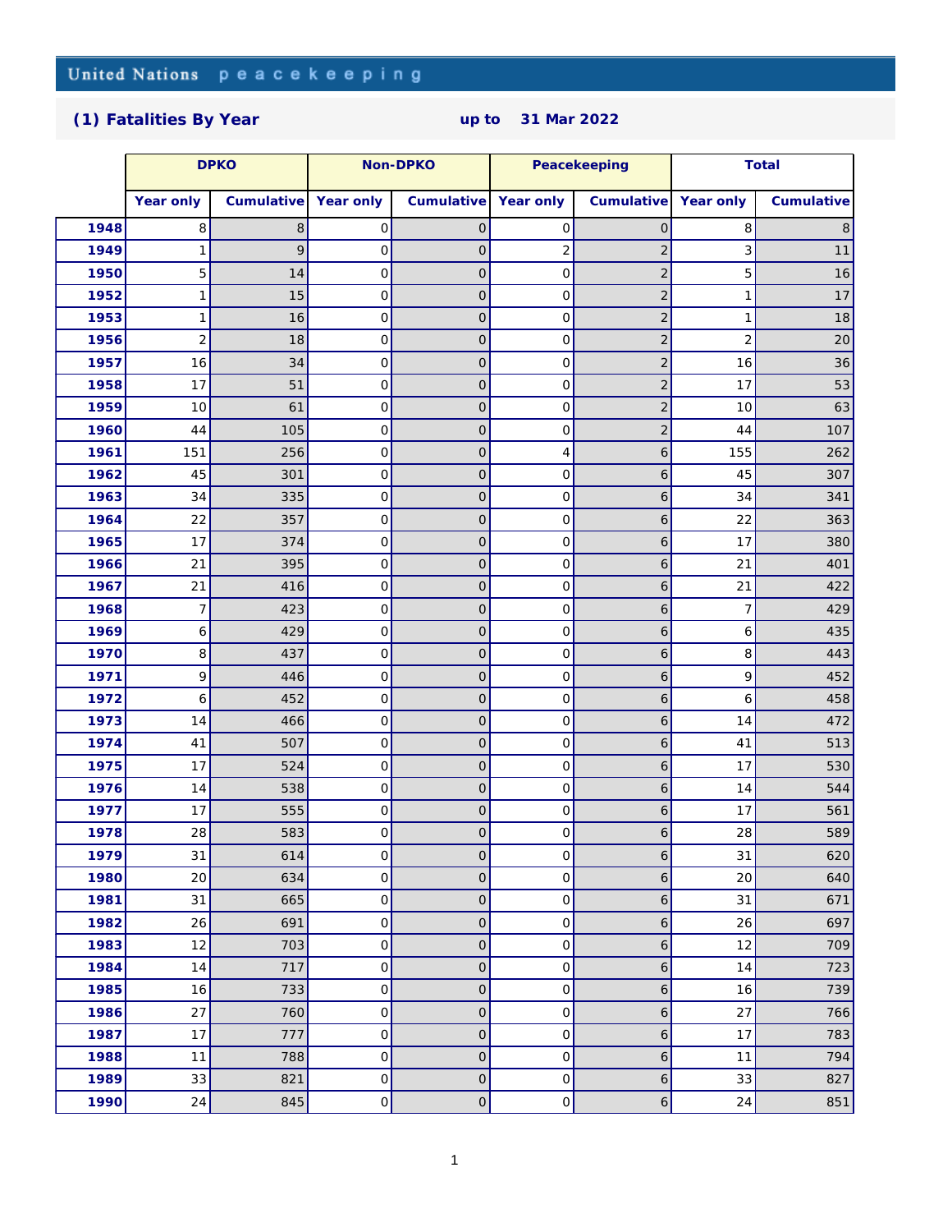United Nations peacekeeping

## (1) Fatalities By Year up to 31 Mar 2022

| | DPKO | | Non-DPKO | | Peacekeeping | | Total | |
|---|---|---|---|---|---|---|---|---|
| | Year only | Cumulative | Year only | Cumulative | Year only | Cumulative | Year only | Cumulative |
| **1948** | 8 | 8 | 0 | 0 | 0 | 0 | 8 | 8 |
| **1949** | 1 | 9 | 0 | 0 | 2 | 2 | 3 | 11 |
| **1950** | 5 | 14 | 0 | 0 | 0 | 2 | 5 | 16 |
| **1952** | 1 | 15 | 0 | 0 | 0 | 2 | 1 | 17 |
| **1953** | 1 | 16 | 0 | 0 | 0 | 2 | 1 | 18 |
| **1956** | 2 | 18 | 0 | 0 | 0 | 2 | 2 | 20 |
| **1957** | 16 | 34 | 0 | 0 | 0 | 2 | 16 | 36 |
| **1958** | 17 | 51 | 0 | 0 | 0 | 2 | 17 | 53 |
| **1959** | 10 | 61 | 0 | 0 | 0 | 2 | 10 | 63 |
| **1960** | 44 | 105 | 0 | 0 | 0 | 2 | 44 | 107 |
| **1961** | 151 | 256 | 0 | 0 | 4 | 6 | 155 | 262 |
| **1962** | 45 | 301 | 0 | 0 | 0 | 6 | 45 | 307 |
| **1963** | 34 | 335 | 0 | 0 | 0 | 6 | 34 | 341 |
| **1964** | 22 | 357 | 0 | 0 | 0 | 6 | 22 | 363 |
| **1965** | 17 | 374 | 0 | 0 | 0 | 6 | 17 | 380 |
| **1966** | 21 | 395 | 0 | 0 | 0 | 6 | 21 | 401 |
| **1967** | 21 | 416 | 0 | 0 | 0 | 6 | 21 | 422 |
| **1968** | 7 | 423 | 0 | 0 | 0 | 6 | 7 | 429 |
| **1969** | 6 | 429 | 0 | 0 | 0 | 6 | 6 | 435 |
| **1970** | 8 | 437 | 0 | 0 | 0 | 6 | 8 | 443 |
| **1971** | 9 | 446 | 0 | 0 | 0 | 6 | 9 | 452 |
| **1972** | 6 | 452 | 0 | 0 | 0 | 6 | 6 | 458 |
| **1973** | 14 | 466 | 0 | 0 | 0 | 6 | 14 | 472 |
| **1974** | 41 | 507 | 0 | 0 | 0 | 6 | 41 | 513 |
| **1975** | 17 | 524 | 0 | 0 | 0 | 6 | 17 | 530 |
| **1976** | 14 | 538 | 0 | 0 | 0 | 6 | 14 | 544 |
| **1977** | 17 | 555 | 0 | 0 | 0 | 6 | 17 | 561 |
| **1978** | 28 | 583 | 0 | 0 | 0 | 6 | 28 | 589 |
| **1979** | 31 | 614 | 0 | 0 | 0 | 6 | 31 | 620 |
| **1980** | 20 | 634 | 0 | 0 | 0 | 6 | 20 | 640 |
| **1981** | 31 | 665 | 0 | 0 | 0 | 6 | 31 | 671 |
| **1982** | 26 | 691 | 0 | 0 | 0 | 6 | 26 | 697 |
| **1983** | 12 | 703 | 0 | 0 | 0 | 6 | 12 | 709 |
| **1984** | 14 | 717 | 0 | 0 | 0 | 6 | 14 | 723 |
| **1985** | 16 | 733 | 0 | 0 | 0 | 6 | 16 | 739 |
| **1986** | 27 | 760 | 0 | 0 | 0 | 6 | 27 | 766 |
| **1987** | 17 | 777 | 0 | 0 | 0 | 6 | 17 | 783 |
| **1988** | 11 | 788 | 0 | 0 | 0 | 6 | 11 | 794 |
| **1989** | 33 | 821 | 0 | 0 | 0 | 6 | 33 | 827 |
| **1990** | 24 | 845 | 0 | 0 | 0 | 6 | 24 | 851 |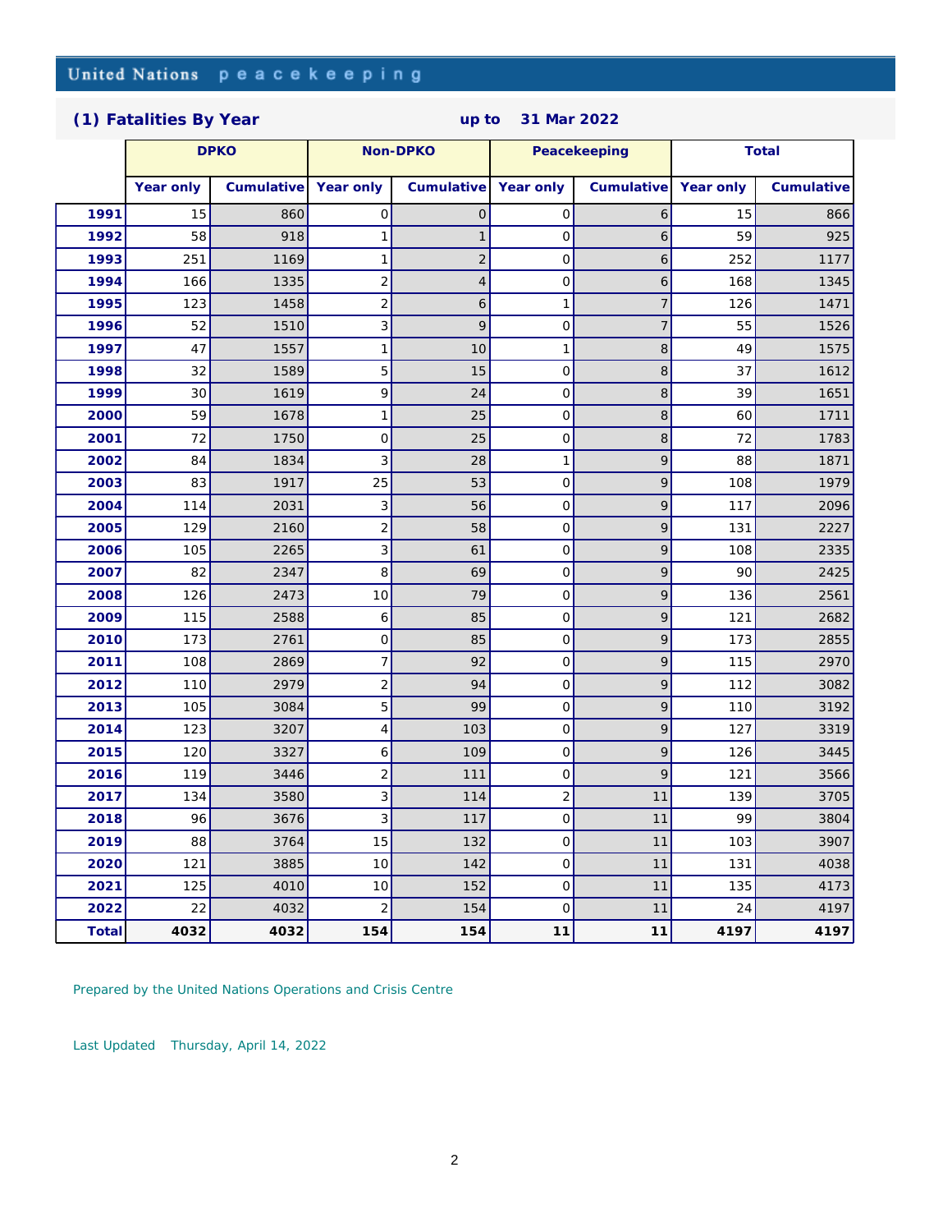United Nations peacekeeping

## (1) Fatalities By Year up to 31 Mar 2022

| | DPKO | | Non-DPKO | | Peacekeeping | | Total | |
|---|---|---|---|---|---|---|---|---|
| | Year only | Cumulative | Year only | Cumulative | Year only | Cumulative | Year only | Cumulative |
| **1991** | 15 | 860 | 0 | 0 | 0 | 6 | 15 | 866 |
| **1992** | 58 | 918 | 1 | 1 | 0 | 6 | 59 | 925 |
| **1993** | 251 | 1169 | 1 | 2 | 0 | 6 | 252 | 1177 |
| **1994** | 166 | 1335 | 2 | 4 | 0 | 6 | 168 | 1345 |
| **1995** | 123 | 1458 | 2 | 6 | 1 | 7 | 126 | 1471 |
| **1996** | 52 | 1510 | 3 | 9 | 0 | 7 | 55 | 1526 |
| **1997** | 47 | 1557 | 1 | 10 | 1 | 8 | 49 | 1575 |
| **1998** | 32 | 1589 | 5 | 15 | 0 | 8 | 37 | 1612 |
| **1999** | 30 | 1619 | 9 | 24 | 0 | 8 | 39 | 1651 |
| **2000** | 59 | 1678 | 1 | 25 | 0 | 8 | 60 | 1711 |
| **2001** | 72 | 1750 | 0 | 25 | 0 | 8 | 72 | 1783 |
| **2002** | 84 | 1834 | 3 | 28 | 1 | 9 | 88 | 1871 |
| **2003** | 83 | 1917 | 25 | 53 | 0 | 9 | 108 | 1979 |
| **2004** | 114 | 2031 | 3 | 56 | 0 | 9 | 117 | 2096 |
| **2005** | 129 | 2160 | 2 | 58 | 0 | 9 | 131 | 2227 |
| **2006** | 105 | 2265 | 3 | 61 | 0 | 9 | 108 | 2335 |
| **2007** | 82 | 2347 | 8 | 69 | 0 | 9 | 90 | 2425 |
| **2008** | 126 | 2473 | 10 | 79 | 0 | 9 | 136 | 2561 |
| **2009** | 115 | 2588 | 6 | 85 | 0 | 9 | 121 | 2682 |
| **2010** | 173 | 2761 | 0 | 85 | 0 | 9 | 173 | 2855 |
| **2011** | 108 | 2869 | 7 | 92 | 0 | 9 | 115 | 2970 |
| **2012** | 110 | 2979 | 2 | 94 | 0 | 9 | 112 | 3082 |
| **2013** | 105 | 3084 | 5 | 99 | 0 | 9 | 110 | 3192 |
| **2014** | 123 | 3207 | 4 | 103 | 0 | 9 | 127 | 3319 |
| **2015** | 120 | 3327 | 6 | 109 | 0 | 9 | 126 | 3445 |
| **2016** | 119 | 3446 | 2 | 111 | 0 | 9 | 121 | 3566 |
| **2017** | 134 | 3580 | 3 | 114 | 2 | 11 | 139 | 3705 |
| **2018** | 96 | 3676 | 3 | 117 | 0 | 11 | 99 | 3804 |
| **2019** | 88 | 3764 | 15 | 132 | 0 | 11 | 103 | 3907 |
| **2020** | 121 | 3885 | 10 | 142 | 0 | 11 | 131 | 4038 |
| **2021** | 125 | 4010 | 10 | 152 | 0 | 11 | 135 | 4173 |
| **2022** | 22 | 4032 | 2 | 154 | 0 | 11 | 24 | 4197 |
| **Total** | **4032** | **4032** | **154** | **154** | **11** | **11** | **4197** | **4197** |

Prepared by the United Nations Operations and Crisis Centre

Last Updated Thursday, April 14, 2022